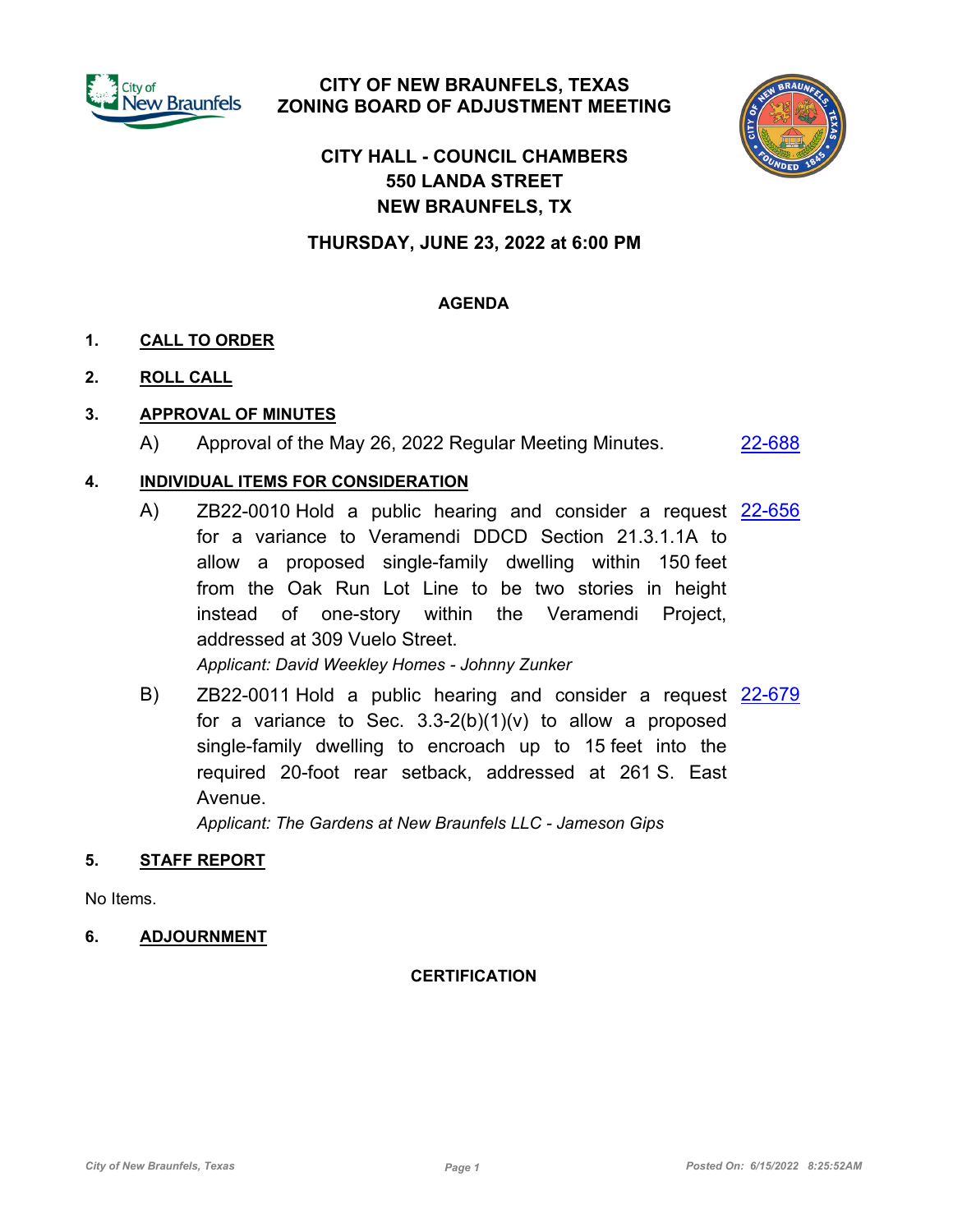# CITY OF NEW BRAUNFELS, TEXAS
# ZONING BOARD OF ADJUSTMENT MEETING

## CITY HALL - COUNCIL CHAMBERS
## 550 LANDA STREET
## NEW BRAUNFELS, TX

## THURSDAY, JUNE 23, 2022 at 6:00 PM

**AGENDA**

**1. CALL TO ORDER**

**2. ROLL CALL**

**3. APPROVAL OF MINUTES**

A) Approval of the May 26, 2022 Regular Meeting Minutes. 22-688

**4. INDIVIDUAL ITEMS FOR CONSIDERATION**

A) ZB22-0010 Hold a public hearing and consider a request for a variance to Veramendi DDCD Section 21.3.1.1A to allow a proposed single-family dwelling within 150 feet from the Oak Run Lot Line to be two stories in height instead of one-story within the Veramendi Project, addressed at 309 Vuelo Street. 22-656

*Applicant: David Weekley Homes - Johnny Zunker*

B) ZB22-0011 Hold a public hearing and consider a request for a variance to Sec. 3.3-2(b)(1)(v) to allow a proposed single-family dwelling to encroach up to 15 feet into the required 20-foot rear setback, addressed at 261 S. East Avenue. 22-679

*Applicant: The Gardens at New Braunfels LLC - Jameson Gips*

**5. STAFF REPORT**

No Items.

**6. ADJOURNMENT**

**CERTIFICATION**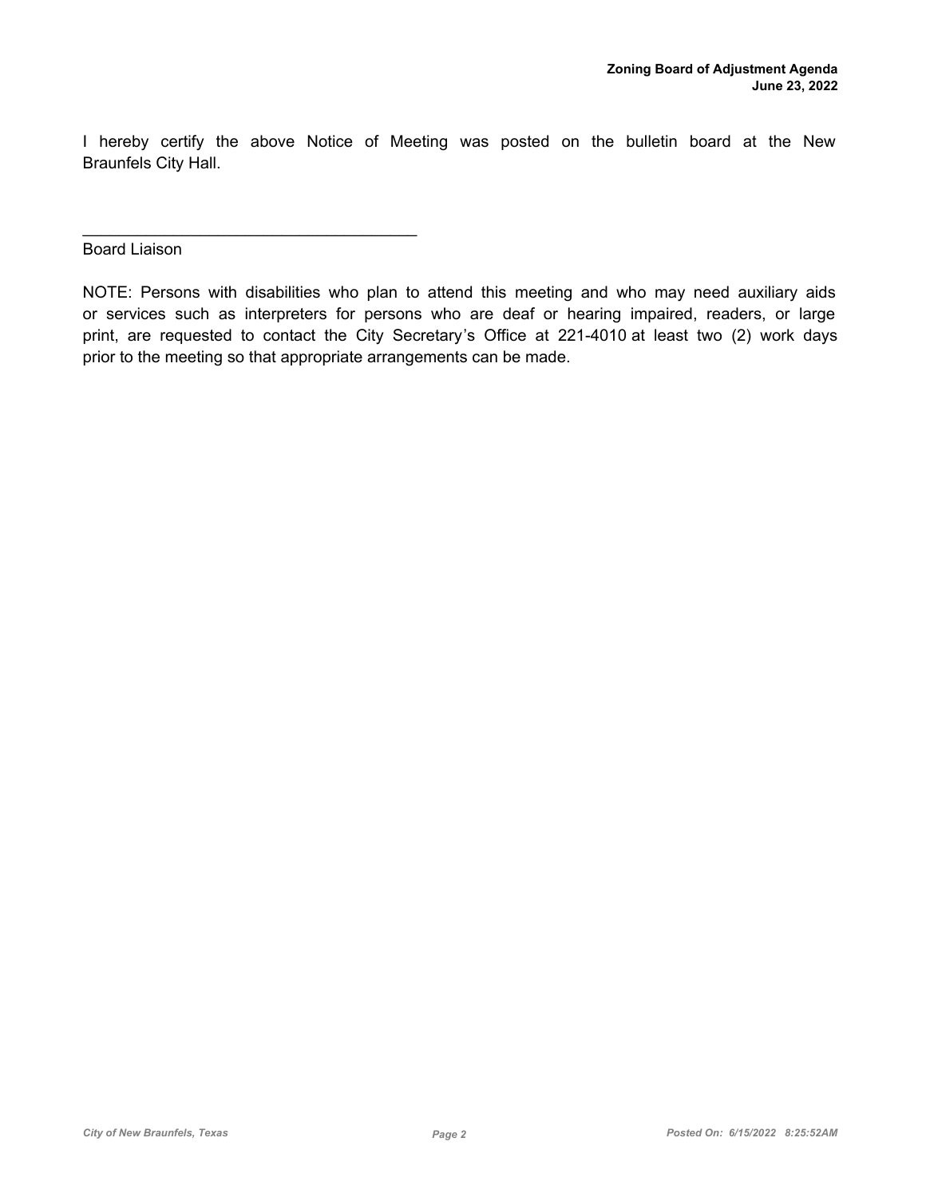I hereby certify the above Notice of Meeting was posted on the bulletin board at the New Braunfels City Hall.

\_\_\_\_\_\_\_\_\_\_\_\_\_\_\_\_\_\_\_\_\_\_\_\_\_\_\_\_\_\_\_\_\_\_\_\_\_\_

Board Liaison

NOTE: Persons with disabilities who plan to attend this meeting and who may need auxiliary aids or services such as interpreters for persons who are deaf or hearing impaired, readers, or large print, are requested to contact the City Secretary's Office at 221-4010 at least two (2) work days prior to the meeting so that appropriate arrangements can be made.